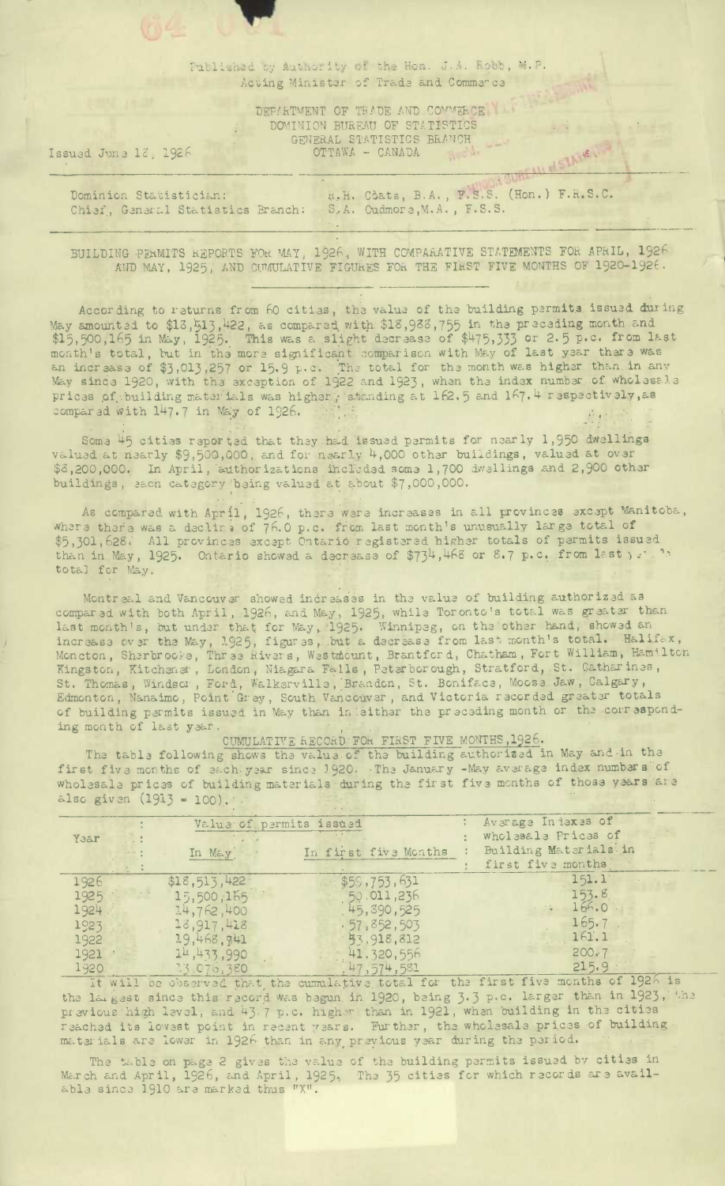Published by Authority of the Hon. J.A. Robb, M.P.
Acting Minister of Trade and Commerce

DEPARTMENT OF TRADE AND COMMERCE
DOMINION BUREAU OF STATISTICS
GENERAL STATISTICS BRANCH
OTTAWA - CANADA

Issued June 12, 1926

Dominion Statistician: R.H. Coats, B.A., F.S.S. (Hon.) F.R.S.C.
Chief, General Statistics Branch: S.A. Cudmore, M.A., F.S.S.

BUILDING PERMITS REPORTS FOR MAY, 1926, WITH COMPARATIVE STATEMENTS FOR APRIL, 1926 AND MAY, 1925, AND CUMULATIVE FIGURES FOR THE FIRST FIVE MONTHS OF 1920-1926.

According to returns from 60 cities, the value of the building permits issued during May amounted to $18,513,422, as compared with $18,988,755 in the preceding month and $15,500,165 in May, 1925. This was a slight decrease of $475,333 or 2.5 p.c. from last month's total, but in the more significant comparison with May of last year there was an increase of $3,013,257 or 15.9 p.c. The total for the month was higher than in any May since 1920, with the exception of 1922 and 1923, when the index number of wholesale prices of building materials was higher, standing at 162.5 and 167.4 respectively, as compared with 147.7 in May of 1926.

Some 45 cities reported that they had issued permits for nearly 1,950 dwellings valued at nearly $9,500,000, and for nearly 4,000 other buildings, valued at over $8,200,000. In April, authorizations included some 1,700 dwellings and 2,900 other buildings, each category being valued at about $7,000,000.

As compared with April, 1926, there were increases in all provinces except Manitoba, where there was a decline of 76.0 p.c. from last month's unusually large total of $5,301,628. All provinces except Ontario registered higher totals of permits issued than in May, 1925. Ontario showed a decrease of $734,468 or 8.7 p.c. from last year's total for May.

Montreal and Vancouver showed increases in the value of building authorized as compared with both April, 1926, and May, 1925, while Toronto's total was greater than last month's, but under that for May, 1925. Winnipeg, on the other hand, showed an increase over the May, 1925, figures, but a decrease from last month's total. Halifax, Moncton, Sherbrooke, Three Rivers, Westmount, Brantford, Chatham, Fort William, Hamilton Kingston, Kitchener, London, Niagara Falls, Peterborough, Stratford, St. Catharines, St. Thomas, Windsor, Ford, Walkerville, Brandon, St. Boniface, Moose Jaw, Calgary, Edmonton, Nanaimo, Point Grey, South Vancouver, and Victoria recorded greater totals of building permits issued in May than in either the preceding month or the corresponding month of last year.

## CUMULATIVE RECORD FOR FIRST FIVE MONTHS, 1926.

The table following shows the value of the building authorized in May and in the first five months of each year since 1920. The January-May average index numbers of wholesale prices of building materials during the first five months of those years are also given (1913 = 100).

| Year | Value of permits issued | | Average Indexes of wholesale Prices of Building Materials in first five months |
|---|---|---|---|
| | In May | In first five Months | |
| 1926 | $18,513,422 | $59,753,631 | 151.1 |
| 1925 | 15,500,165 | 50,011,236 | 153.8 |
| 1924 | 14,762,400 | 45,390,525 | 166.0 |
| 1923 | 18,917,418 | 57,852,503 | 165.7 |
| 1922 | 19,468,741 | 53,918,812 | 161.1 |
| 1921 | 14,433,990 | 41,320,556 | 200.7 |
| 1920 | 13,076,380 | 47,574,581 | 215.9 |

It will be observed that the cumulative total for the first five months of 1926 is the largest since this record was begun in 1920, being 3.3 p.c. larger than in 1923, the previous high level, and 43.7 p.c. higher than in 1921, when building in the cities reached its lowest point in recent years. Further, the wholesale prices of building materials are lower in 1926 than in any previous year during the period.

The table on page 2 gives the value of the building permits issued by cities in March and April, 1926, and April, 1925. The 35 cities for which records are available since 1910 are marked thus "X".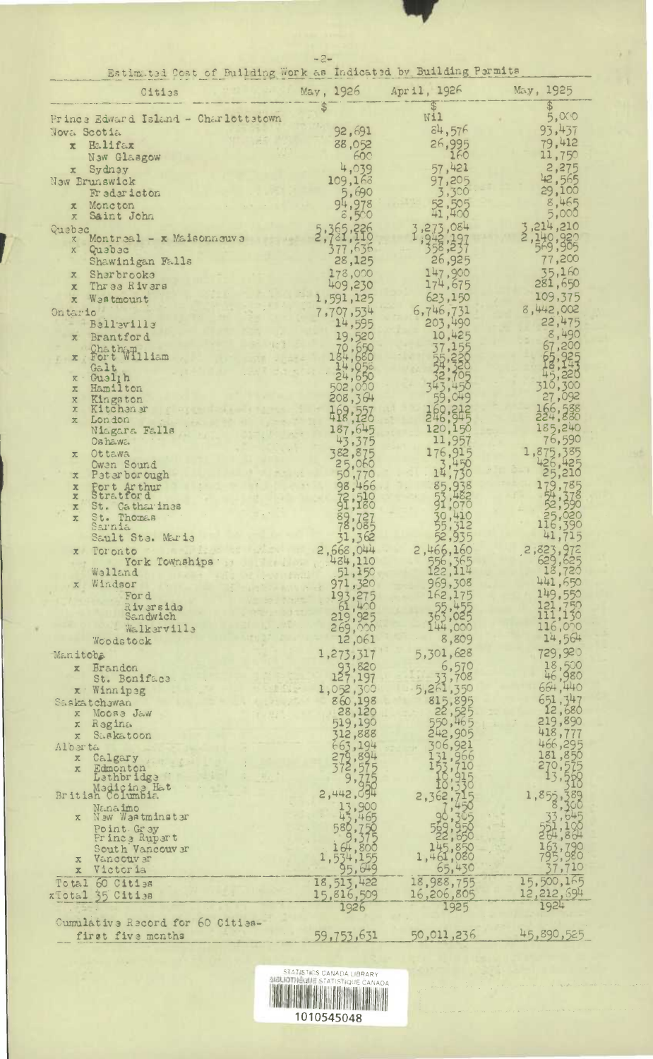Estimated Cost of Building Work as Indicated by Building Permits

| Cities | May, 1926 | April, 1926 | May, 1925 |
|---|---|---|---|
| | $ | $ | $ |
| Prince Edward Island - Charlottetown | | Nil | 5,000 |
| Nova Scotia | 92,691 | 84,576 | 93,437 |
| x Halifax | 88,052 | 26,995 | 79,412 |
| New Glasgow | 600 | 160 | 11,750 |
| x Sydney | 4,039 | 57,421 | 2,275 |
| New Brunswick | 109,168 | 97,205 | 42,565 |
| Fredericton | 5,690 | 3,300 | 29,100 |
| x Moncton | 94,978 | 52,505 | 8,465 |
| x Saint John | 8,500 | 41,400 | 5,000 |
| Quebec | 5,365,226 | 3,273,084 | 3,214,210 |
| x Montreal - x Maisonneuve | 2,781,110 | 1,942,197 | 2,140,920 |
| x Quebec | 377,636 | 358,237 | 569,905 |
| Shawinigan Falls | 28,125 | 26,925 | 77,200 |
| x Sherbrooke | 178,000 | 147,900 | 35,160 |
| x Three Rivers | 409,230 | 174,675 | 281,650 |
| x Westmount | 1,591,125 | 623,150 | 109,375 |
| Ontario | 7,707,534 | 6,746,731 | 8,442,002 |
| Belleville | 14,595 | 203,490 | 22,475 |
| x Brantford | 19,520 | 10,425 | 8,490 |
| Chatham | 70,650 | 37,155 | 67,200 |
| x Fort William | 184,680 | 55,220 | 65,925 |
| Galt | 14,056 | 34,320 | 18,143 |
| x Guelph | 24,650 | 32,705 | 45,220 |
| x Hamilton | 502,000 | 343,450 | 310,300 |
| x Kingston | 208,364 | 59,049 | 27,092 |
| x Kitchener | 169,557 | 160,212 | 166,538 |
| x London | 418,120 | 246,945 | 224,880 |
| Niagara Falls | 187,645 | 120,150 | 185,240 |
| Oshawa | 43,375 | 11,957 | 76,590 |
| x Ottawa | 382,875 | 176,915 | 1,875,385 |
| Owen Sound | 25,060 | 3,450 | 426,425 |
| x Peterborough | 50,770 | 14,730 | 25,210 |
| x Port Arthur | 98,466 | 85,938 | 179,785 |
| x Stratford | 72,510 | 53,482 | 54,378 |
| x St. Catharines | 91,180 | 91,070 | 52,590 |
| x St. Thomas | 89,727 | 30,410 | 25,020 |
| Sarnia | 78,085 | 55,312 | 116,390 |
| Sault Ste. Marie | 31,362 | 52,935 | 41,715 |
| x Toronto | 2,668,044 | 2,466,160 | 2,823,972 |
| York Townships | 484,110 | 556,365 | 629,625 |
| Welland | 51,150 | 122,114 | 18,720 |
| x Windsor | 971,320 | 969,308 | 441,650 |
| Ford | 193,275 | 162,175 | 149,550 |
| Riverside | 61,400 | 55,455 | 121,750 |
| Sandwich | 219,925 | 363,025 | 111,130 |
| Walkerville | 269,000 | 144,000 | 116,000 |
| Woodstock | 12,061 | 8,809 | 14,564 |
| Manitoba | 1,273,317 | 5,301,628 | 729,920 |
| x Brandon | 93,820 | 6,570 | 18,500 |
| St. Boniface | 127,197 | 33,708 | 46,980 |
| x Winnipeg | 1,052,300 | 5,261,350 | 664,440 |
| Saskatchewan | 860,198 | 815,895 | 651,347 |
| x Moose Jaw | 28,120 | 22,525 | 12,680 |
| x Regina | 519,190 | 550,465 | 219,890 |
| x Saskatoon | 312,888 | 242,905 | 418,777 |
| Alberta | 663,194 | 306,921 | 466,295 |
| x Calgary | 279,894 | 131,966 | 181,850 |
| x Edmonton | 372,575 | 153,710 | 270,575 |
| Lethbridge | 9,775 | 10,915 | 13,560 |
| Medicine Hat | 950 | 10,330 | 310 |
| British Columbia | 2,442,094 | 2,362,715 | 1,855,389 |
| Nanaimo | 13,900 | 7,450 | 8,300 |
| x New Westminster | 45,465 | 90,305 | 33,645 |
| Point Grey | 580,750 | 559,950 | 551,190 |
| Prince Rupert | 9,375 | 22,650 | 264,864 |
| South Vancouver | 164,800 | 145,850 | 163,790 |
| x Vancouver | 1,534,155 | 1,461,080 | 795,980 |
| x Victoria | 95,649 | 65,430 | 37,710 |
| Total 60 Cities | 18,513,422 | 18,988,755 | 15,500,165 |
| xTotal 35 Cities | 15,816,509 | 16,206,805 | 12,212,694 |
| | 1926 | 1925 | 1924 |
| Cumulative Record for 60 Cities- first five months | 59,753,631 | 50,011,236 | 45,890,525 |